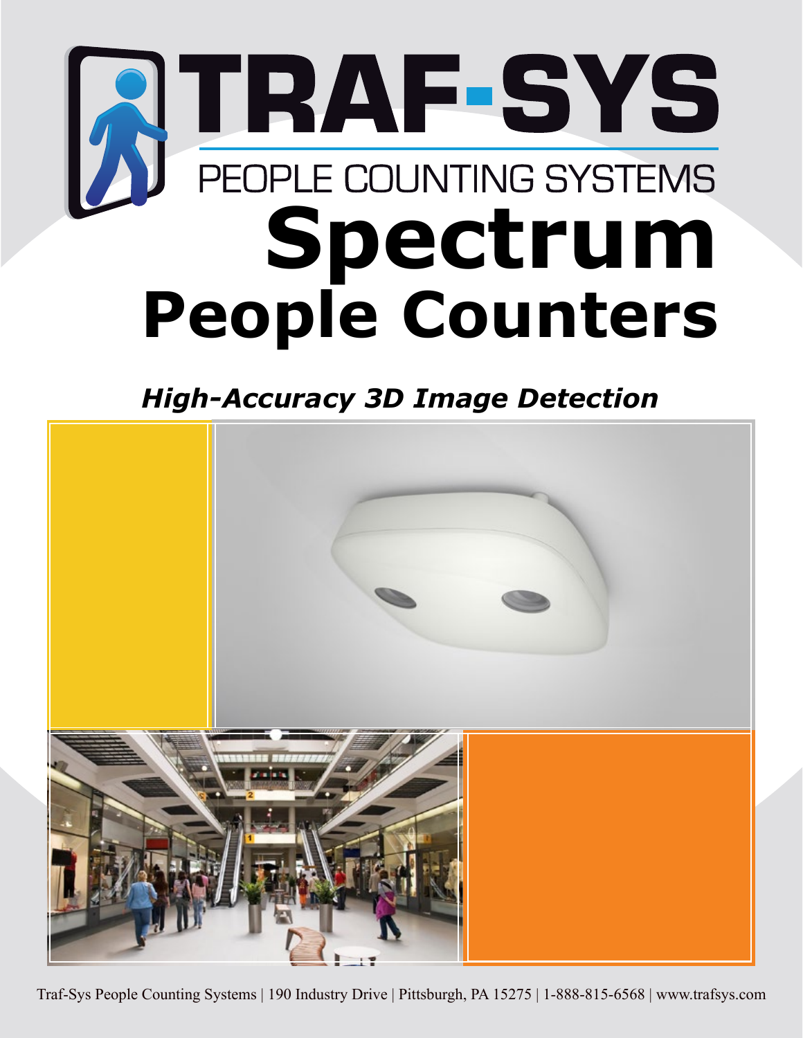# TRAF-SYS

PEOPLE COUNTING SYSTEMS

# Spectrum People Counters

***High-Accuracy 3D Image Detection***

Traf-Sys People Counting Systems | 190 Industry Drive | Pittsburgh, PA 15275 | 1-888-815-6568 | www.trafsys.com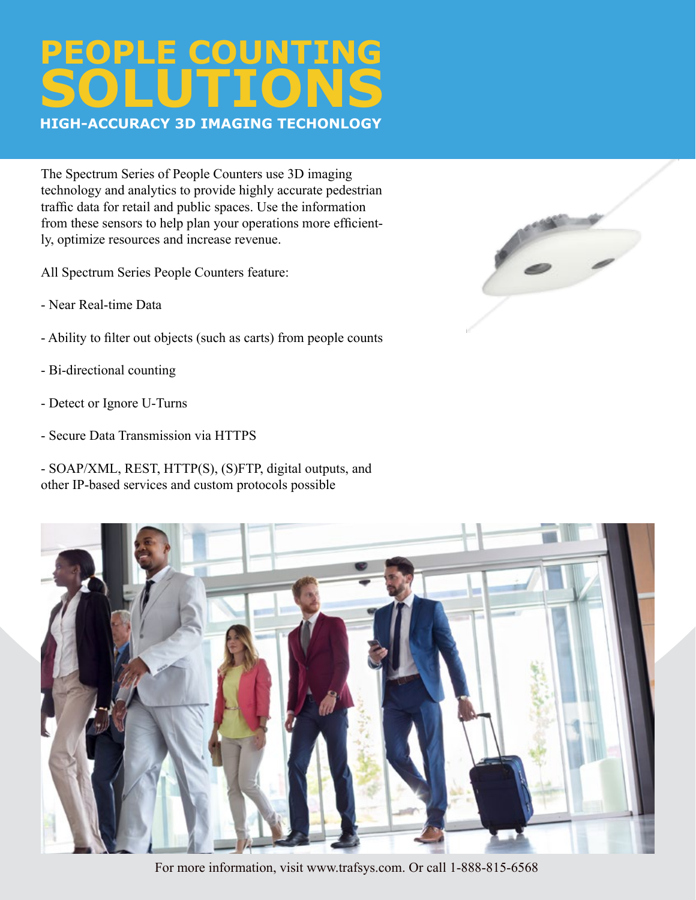# PEOPLE COUNTING SOLUTIONS

### HIGH-ACCURACY 3D IMAGING TECHONLOGY

The Spectrum Series of People Counters use 3D imaging technology and analytics to provide highly accurate pedestrian traffic data for retail and public spaces. Use the information from these sensors to help plan your operations more efficiently, optimize resources and increase revenue.

All Spectrum Series People Counters feature:

- Near Real-time Data
- Ability to filter out objects (such as carts) from people counts
- Bi-directional counting
- Detect or Ignore U-Turns
- Secure Data Transmission via HTTPS
- SOAP/XML, REST, HTTP(S), (S)FTP, digital outputs, and other IP-based services and custom protocols possible

For more information, visit www.trafsys.com. Or call 1-888-815-6568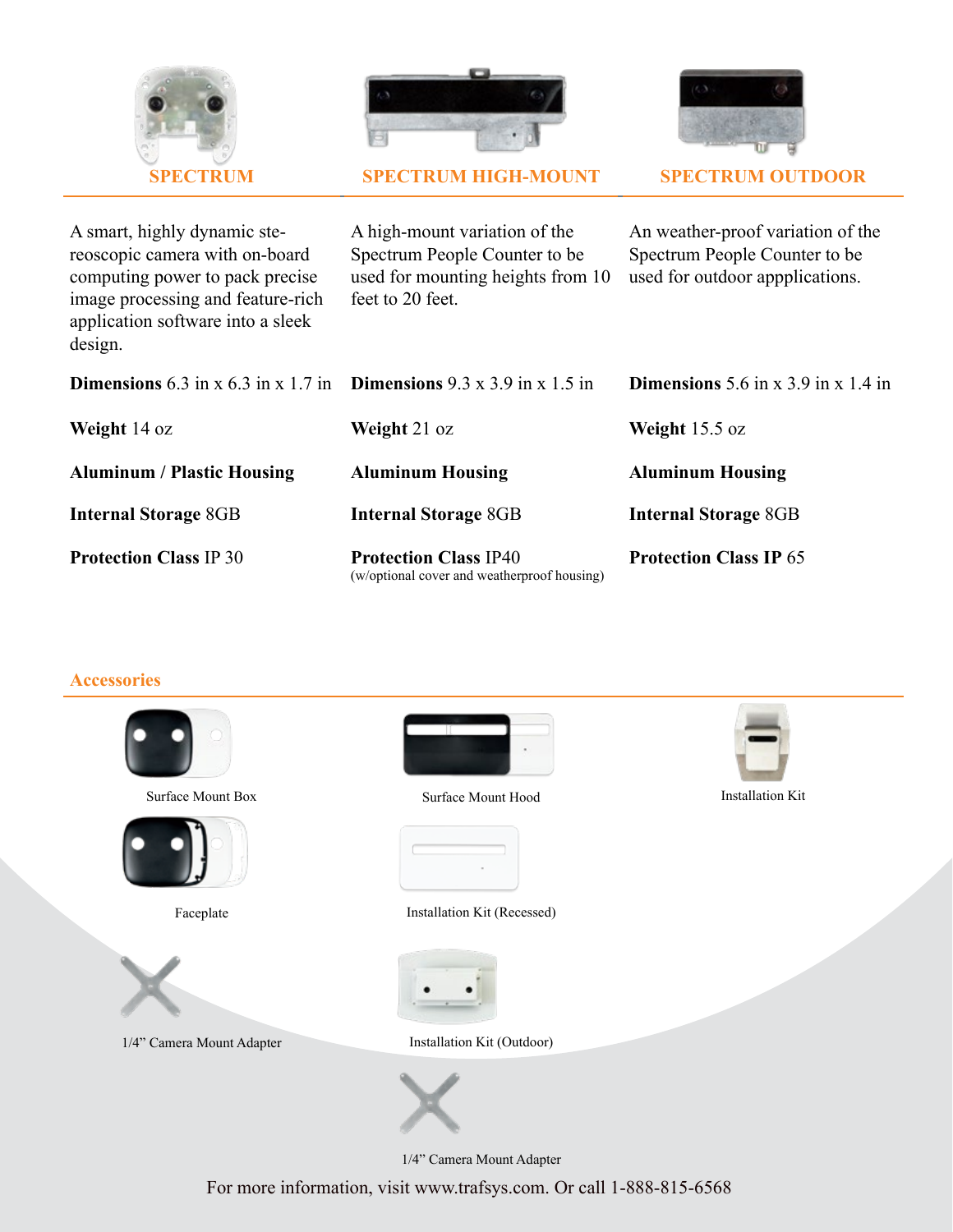## SPECTRUM

A smart, highly dynamic stereoscopic camera with on-board computing power to pack precise image processing and feature-rich application software into a sleek design.

**Dimensions** 6.3 in x 6.3 in x 1.7 in

**Weight** 14 oz

**Aluminum / Plastic Housing**

**Internal Storage** 8GB

**Protection Class** IP 30

## SPECTRUM HIGH-MOUNT

A high-mount variation of the Spectrum People Counter to be used for mounting heights from 10 feet to 20 feet.

**Dimensions** 9.3 x 3.9 in x 1.5 in

**Weight** 21 oz

**Aluminum Housing**

**Internal Storage** 8GB

**Protection Class** IP40
(w/optional cover and weatherproof housing)

## SPECTRUM OUTDOOR

An weather-proof variation of the Spectrum People Counter to be used for outdoor appplications.

**Dimensions** 5.6 in x 3.9 in x 1.4 in

**Weight** 15.5 oz

**Aluminum Housing**

**Internal Storage** 8GB

**Protection Class IP** 65

## Accessories

Surface Mount Box

Faceplate

1/4" Camera Mount Adapter

Surface Mount Hood

Installation Kit (Recessed)

Installation Kit (Outdoor)

1/4" Camera Mount Adapter

Installation Kit

For more information, visit www.trafsys.com. Or call 1-888-815-6568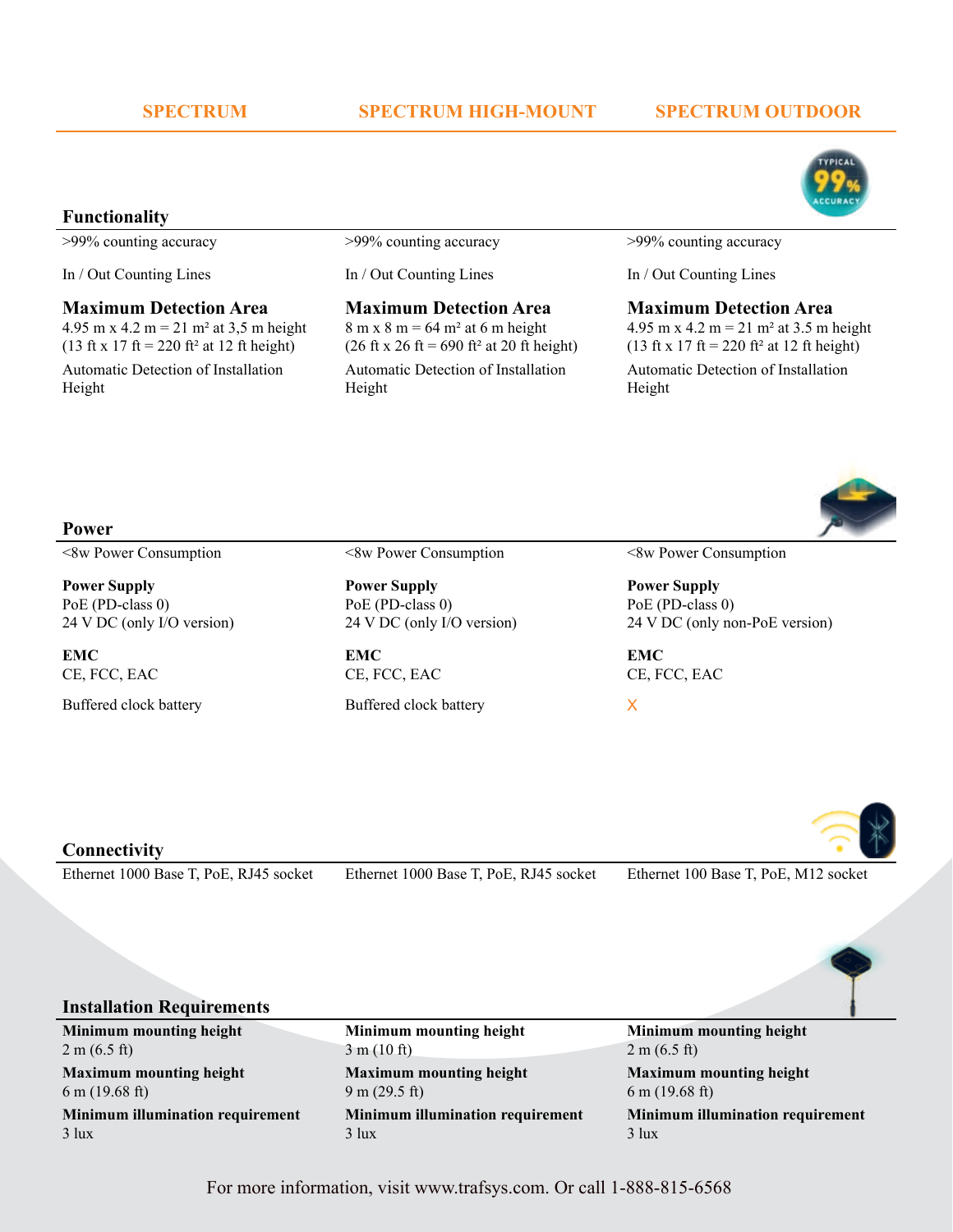| | SPECTRUM | SPECTRUM HIGH-MOUNT | SPECTRUM OUTDOOR |
|---|---|---|---|
| **Functionality** | | | |
| | >99% counting accuracy | >99% counting accuracy | >99% counting accuracy |
| | In / Out Counting Lines | In / Out Counting Lines | In / Out Counting Lines |
| | **Maximum Detection Area**<br>4.95 m x 4.2 m = 21 m² at 3,5 m height<br>(13 ft x 17 ft = 220 ft² at 12 ft height) | **Maximum Detection Area**<br>8 m x 8 m = 64 m² at 6 m height<br>(26 ft x 26 ft = 690 ft² at 20 ft height) | **Maximum Detection Area**<br>4.95 m x 4.2 m = 21 m² at 3.5 m height<br>(13 ft x 17 ft = 220 ft² at 12 ft height) |
| | Automatic Detection of Installation Height | Automatic Detection of Installation Height | Automatic Detection of Installation Height |
| **Power** | | | |
| | <8w Power Consumption | <8w Power Consumption | <8w Power Consumption |
| | **Power Supply**<br>PoE (PD-class 0)<br>24 V DC (only I/O version) | **Power Supply**<br>PoE (PD-class 0)<br>24 V DC (only I/O version) | **Power Supply**<br>PoE (PD-class 0)<br>24 V DC (only non-PoE version) |
| | **EMC**<br>CE, FCC, EAC | **EMC**<br>CE, FCC, EAC | **EMC**<br>CE, FCC, EAC |
| | Buffered clock battery | Buffered clock battery | X |
| **Connectivity** | | | |
| | Ethernet 1000 Base T, PoE, RJ45 socket | Ethernet 1000 Base T, PoE, RJ45 socket | Ethernet 100 Base T, PoE, M12 socket |
| **Installation Requirements** | | | |
| | **Minimum mounting height**<br>2 m (6.5 ft) | **Minimum mounting height**<br>3 m (10 ft) | **Minimum mounting height**<br>2 m (6.5 ft) |
| | **Maximum mounting height**<br>6 m (19.68 ft) | **Maximum mounting height**<br>9 m (29.5 ft) | **Maximum mounting height**<br>6 m (19.68 ft) |
| | **Minimum illumination requirement**<br>3 lux | **Minimum illumination requirement**<br>3 lux | **Minimum illumination requirement**<br>3 lux |

For more information, visit www.trafsys.com. Or call 1-888-815-6568